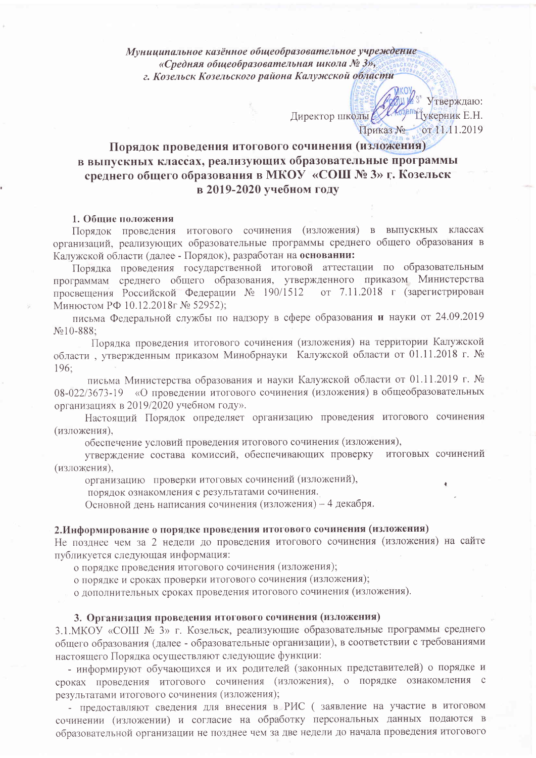*Муниципальное казённое общеобразовательное учреждение*
*«Средняя общеобразовательная школа № 3»,*
*г. Козельск Козельского района Калужской области*

Утверждаю:
Директор школы Цукерник Е.Н.
Приказ № от 11.11.2019

# Порядок проведения итогового сочинения (изложения) в выпускных классах, реализующих образовательные программы среднего общего образования в МКОУ «СОШ № 3» г. Козельск в 2019-2020 учебном году

## 1. Общие положения

Порядок проведения итогового сочинения (изложения) в выпускных классах организаций, реализующих образовательные программы среднего общего образования в Калужской области (далее - Порядок), разработан на **основании:**

Порядка проведения государственной итоговой аттестации по образовательным программам среднего общего образования, утвержденного приказом Министерства просвещения Российской Федерации № 190/1512 от 7.11.2018 г (зарегистрирован Минюстом РФ 10.12.2018г № 52952);

письма Федеральной службы по надзору в сфере образования **и** науки от 24.09.2019 №10-888;

Порядка проведения итогового сочинения (изложения) на территории Калужской области , утвержденным приказом Минобрнауки Калужской области от 01.11.2018 г. № 196;

письма Министерства образования и науки Калужской области от 01.11.2019 г. № 08-022/3673-19 «О проведении итогового сочинения (изложения) в общеобразовательных организациях в 2019/2020 учебном году».

Настоящий Порядок определяет организацию проведения итогового сочинения (изложения),

обеспечение условий проведения итогового сочинения (изложения),

утверждение состава комиссий, обеспечивающих проверку итоговых сочинений (изложения),

организацию проверки итоговых сочинений (изложений),

порядок ознакомления с результатами сочинения.

Основной день написания сочинения (изложения) – 4 декабря.

## 2.Информирование о порядке проведения итогового сочинения (изложения)

Не позднее чем за 2 недели до проведения итогового сочинения (изложения) на сайте публикуется следующая информация:

о порядке проведения итогового сочинения (изложения);

о порядке и сроках проверки итогового сочинения (изложения);

о дополнительных сроках проведения итогового сочинения (изложения).

## 3. Организация проведения итогового сочинения (изложения)

3.1.МКОУ «СОШ № 3» г. Козельск, реализующие образовательные программы среднего общего образования (далее - образовательные организации), в соответствии с требованиями настоящего Порядка осуществляют следующие функции:

- информируют обучающихся и их родителей (законных представителей) о порядке и сроках проведения итогового сочинения (изложения), о порядке ознакомления с результатами итогового сочинения (изложения);
- предоставляют сведения для внесения в РИС ( заявление на участие в итоговом сочинении (изложении) и согласие на обработку персональных данных подаются в образовательной организации не позднее чем за две недели до начала проведения итогового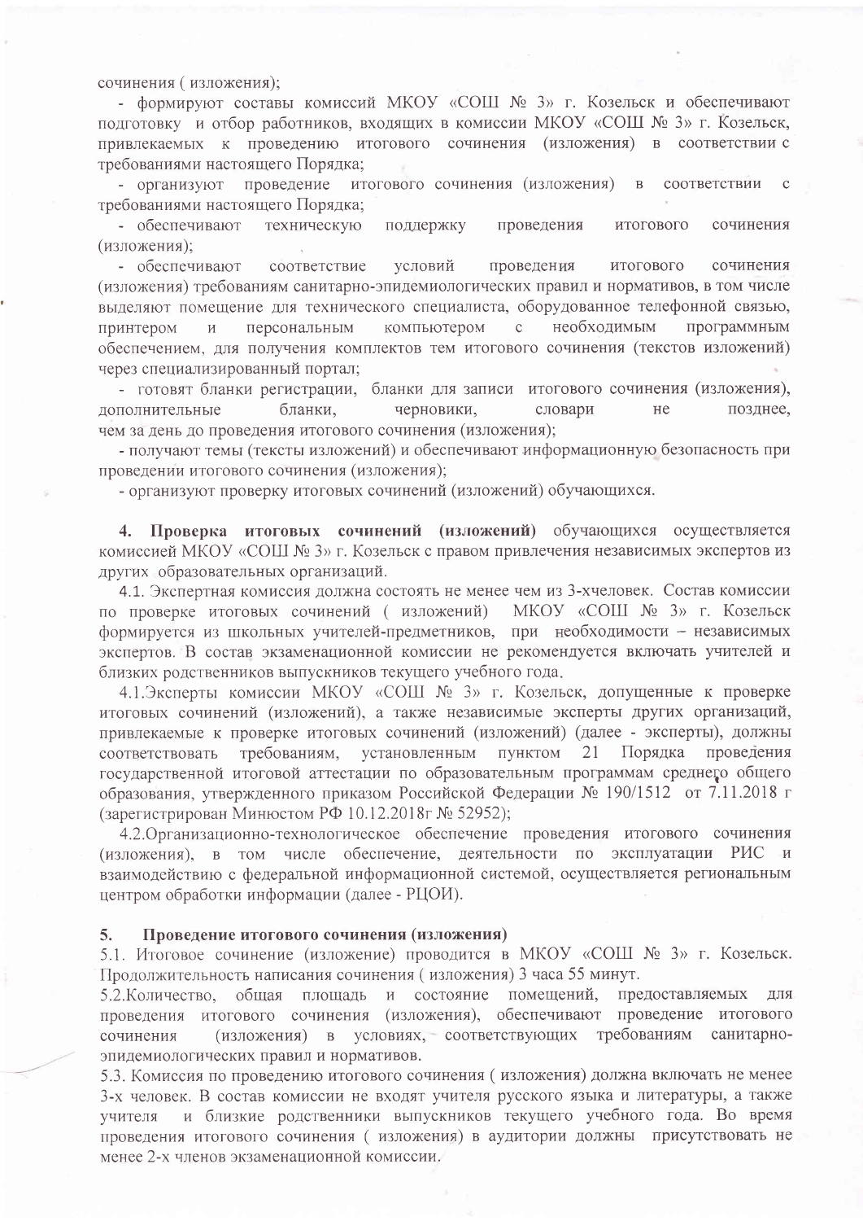сочинения ( изложения);

- формируют составы комиссий МКОУ «СОШ № 3» г. Козельск и обеспечивают подготовку и отбор работников, входящих в комиссии МКОУ «СОШ № 3» г. Козельск, привлекаемых к проведению итогового сочинения (изложения) в соответствии с требованиями настоящего Порядка;

- организуют проведение итогового сочинения (изложения) в соответствии с требованиями настоящего Порядка;

- обеспечивают техническую поддержку проведения итогового сочинения (изложения);

- обеспечивают соответствие условий проведения итогового сочинения (изложения) требованиям санитарно-эпидемиологических правил и нормативов, в том числе выделяют помещение для технического специалиста, оборудованное телефонной связью, принтером и персональным компьютером с необходимым программным обеспечением, для получения комплектов тем итогового сочинения (текстов изложений) через специализированный портал;

- готовят бланки регистрации, бланки для записи итогового сочинения (изложения), дополнительные бланки, черновики, словари не позднее, чем за день до проведения итогового сочинения (изложения);

- получают темы (тексты изложений) и обеспечивают информационную безопасность при проведении итогового сочинения (изложения);

- организуют проверку итоговых сочинений (изложений) обучающихся.

**4. Проверка итоговых сочинений (изложений)** обучающихся осуществляется комиссией МКОУ «СОШ № 3» г. Козельск с правом привлечения независимых экспертов из других образовательных организаций.

4.1. Экспертная комиссия должна состоять не менее чем из 3-хчеловек. Состав комиссии по проверке итоговых сочинений ( изложений) МКОУ «СОШ № 3» г. Козельск формируется из школьных учителей-предметников, при необходимости – независимых экспертов. В состав экзаменационной комиссии не рекомендуется включать учителей и близких родственников выпускников текущего учебного года.

4.1.Эксперты комиссии МКОУ «СОШ № 3» г. Козельск, допущенные к проверке итоговых сочинений (изложений), а также независимые эксперты других организаций, привлекаемые к проверке итоговых сочинений (изложений) (далее - эксперты), должны соответствовать требованиям, установленным пунктом 21 Порядка проведения государственной итоговой аттестации по образовательным программам среднего общего образования, утвержденного приказом Российской Федерации № 190/1512 от 7.11.2018 г (зарегистрирован Минюстом РФ 10.12.2018г № 52952);

4.2.Организационно-технологическое обеспечение проведения итогового сочинения (изложения), в том числе обеспечение, деятельности по эксплуатации РИС и взаимодействию с федеральной информационной системой, осуществляется региональным центром обработки информации (далее - РЦОИ).

**5. Проведение итогового сочинения (изложения)**

5.1. Итоговое сочинение (изложение) проводится в МКОУ «СОШ № 3» г. Козельск. Продолжительность написания сочинения ( изложения) 3 часа 55 минут.

5.2.Количество, общая площадь и состояние помещений, предоставляемых для проведения итогового сочинения (изложения), обеспечивают проведение итогового сочинения (изложения) в условиях, соответствующих требованиям санитарно-эпидемиологических правил и нормативов.

5.3. Комиссия по проведению итогового сочинения ( изложения) должна включать не менее 3-х человек. В состав комиссии не входят учителя русского языка и литературы, а также учителя и близкие родственники выпускников текущего учебного года. Во время проведения итогового сочинения ( изложения) в аудитории должны присутствовать не менее 2-х членов экзаменационной комиссии.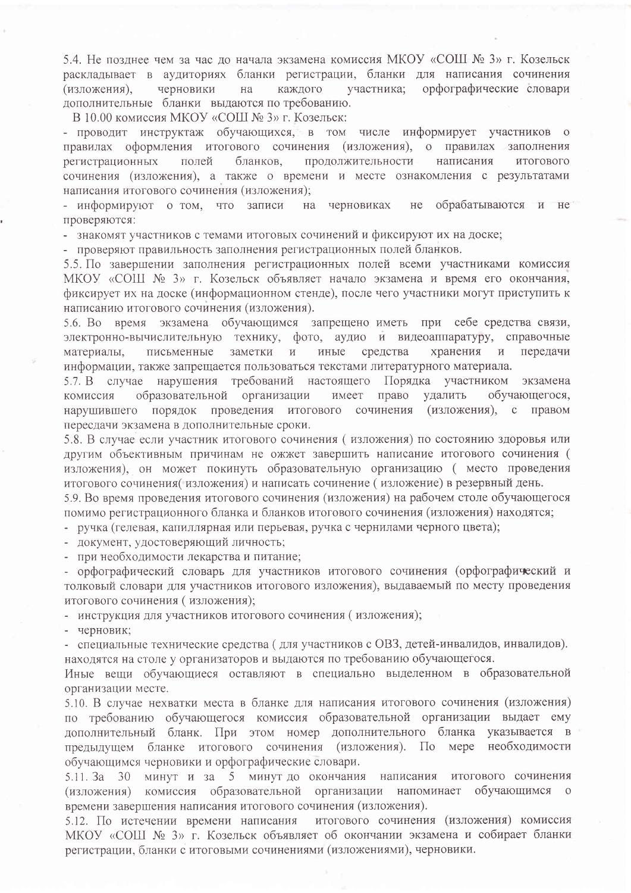5.4. Не позднее чем за час до начала экзамена комиссия МКОУ «СОШ № 3» г. Козельск раскладывает в аудиториях бланки регистрации, бланки для написания сочинения (изложения), черновики на каждого участника; орфографические словари дополнительные бланки выдаются по требованию.

В 10.00 комиссия МКОУ «СОШ № 3» г. Козельск:

- проводит инструктаж обучающихся, в том числе информирует участников о правилах оформления итогового сочинения (изложения), о правилах заполнения регистрационных полей бланков, продолжительности написания итогового сочинения (изложения), а также о времени и месте ознакомления с результатами написания итогового сочинения (изложения);
- информируют о том, что записи на черновиках не обрабатываются и не проверяются:
- знакомят участников с темами итоговых сочинений и фиксируют их на доске;
- проверяют правильность заполнения регистрационных полей бланков.

5.5. По завершении заполнения регистрационных полей всеми участниками комиссия МКОУ «СОШ № 3» г. Козельск объявляет начало экзамена и время его окончания, фиксирует их на доске (информационном стенде), после чего участники могут приступить к написанию итогового сочинения (изложения).

5.6. Во время экзамена обучающимся запрещено иметь при себе средства связи, электронно-вычислительную технику, фото, аудио и видеоаппаратуру, справочные материалы, письменные заметки и иные средства хранения и передачи информации, также запрещается пользоваться текстами литературного материала.

5.7. В случае нарушения требований настоящего Порядка участником экзамена комиссия образовательной организации имеет право удалить обучающегося, нарушившего порядок проведения итогового сочинения (изложения), с правом пересдачи экзамена в дополнительные сроки.

5.8. В случае если участник итогового сочинения ( изложения) по состоянию здоровья или другим объективным причинам не ожжет завершить написание итогового сочинения ( изложения), он может покинуть образовательную организацию ( место проведения итогового сочинения( изложения) и написать сочинение ( изложение) в резервный день.

5.9. Во время проведения итогового сочинения (изложения) на рабочем столе обучающегося помимо регистрационного бланка и бланков итогового сочинения (изложения) находятся;

- ручка (гелевая, капиллярная или перьевая, ручка с чернилами черного цвета);
- документ, удостоверяющий личность;
- при необходимости лекарства и питание;
- орфографический словарь для участников итогового сочинения (орфографический и толковый словари для участников итогового изложения), выдаваемый по месту проведения итогового сочинения ( изложения);
- инструкция для участников итогового сочинения ( изложения);
- черновик;
- специальные технические средства ( для участников с ОВЗ, детей-инвалидов, инвалидов). находятся на столе у организаторов и выдаются по требованию обучающегося.

Иные вещи обучающиеся оставляют в специально выделенном в образовательной организации месте.

5.10. В случае нехватки места в бланке для написания итогового сочинения (изложения) по требованию обучающегося комиссия образовательной организации выдает ему дополнительный бланк. При этом номер дополнительного бланка указывается в предыдущем бланке итогового сочинения (изложения). По мере необходимости обучающимся черновики и орфографические словари.

5.11. За 30 минут и за 5 минут до окончания написания итогового сочинения (изложения) комиссия образовательной организации напоминает обучающимся о времени завершения написания итогового сочинения (изложения).

5.12. По истечении времени написания итогового сочинения (изложения) комиссия МКОУ «СОШ № 3» г. Козельск объявляет об окончании экзамена и собирает бланки регистрации, бланки с итоговыми сочинениями (изложениями), черновики.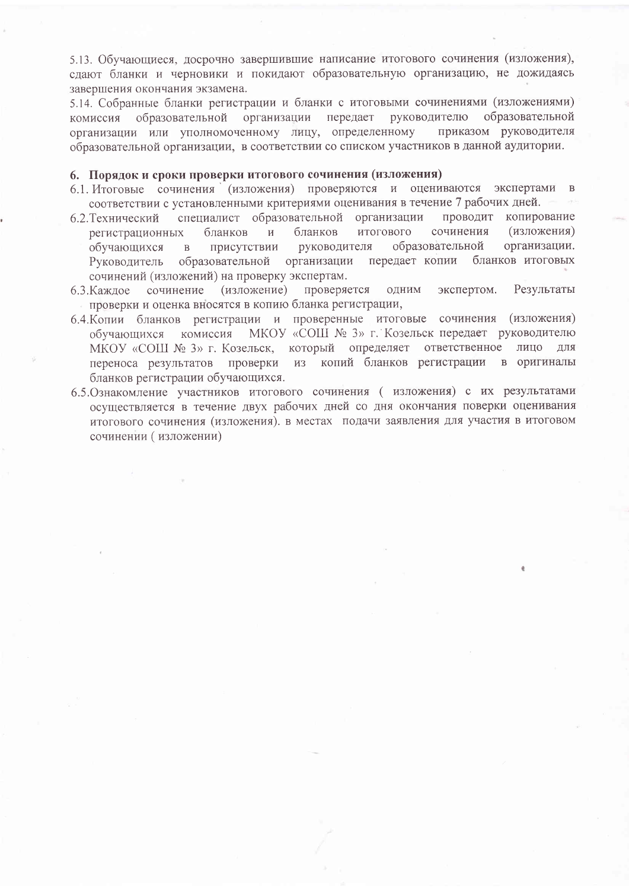5.13. Обучающиеся, досрочно завершившие написание итогового сочинения (изложения), сдают бланки и черновики и покидают образовательную организацию, не дожидаясь завершения окончания экзамена.

5.14. Собранные бланки регистрации и бланки с итоговыми сочинениями (изложениями) комиссия образовательной организации передает руководителю образовательной организации или уполномоченному лицу, определенному приказом руководителя образовательной организации, в соответствии со списком участников в данной аудитории.

## 6. Порядок и сроки проверки итогового сочинения (изложения)

6.1. Итоговые сочинения (изложения) проверяются и оцениваются экспертами в соответствии с установленными критериями оценивания в течение 7 рабочих дней.

6.2. Технический специалист образовательной организации проводит копирование регистрационных бланков и бланков итогового сочинения (изложения) обучающихся в присутствии руководителя образовательной организации. Руководитель образовательной организации передает копии бланков итоговых сочинений (изложений) на проверку экспертам.

6.3. Каждое сочинение (изложение) проверяется одним экспертом. Результаты проверки и оценка вносятся в копию бланка регистрации,

6.4. Копии бланков регистрации и проверенные итоговые сочинения (изложения) обучающихся комиссия МКОУ «СОШ № 3» г. Козельск передает руководителю МКОУ «СОШ № 3» г. Козельск, который определяет ответственное лицо для переноса результатов проверки из копий бланков регистрации в оригиналы бланков регистрации обучающихся.

6.5. Ознакомление участников итогового сочинения ( изложения) с их результатами осуществляется в течение двух рабочих дней со дня окончания поверки оценивания итогового сочинения (изложения). в местах подачи заявления для участия в итоговом сочинении ( изложении)